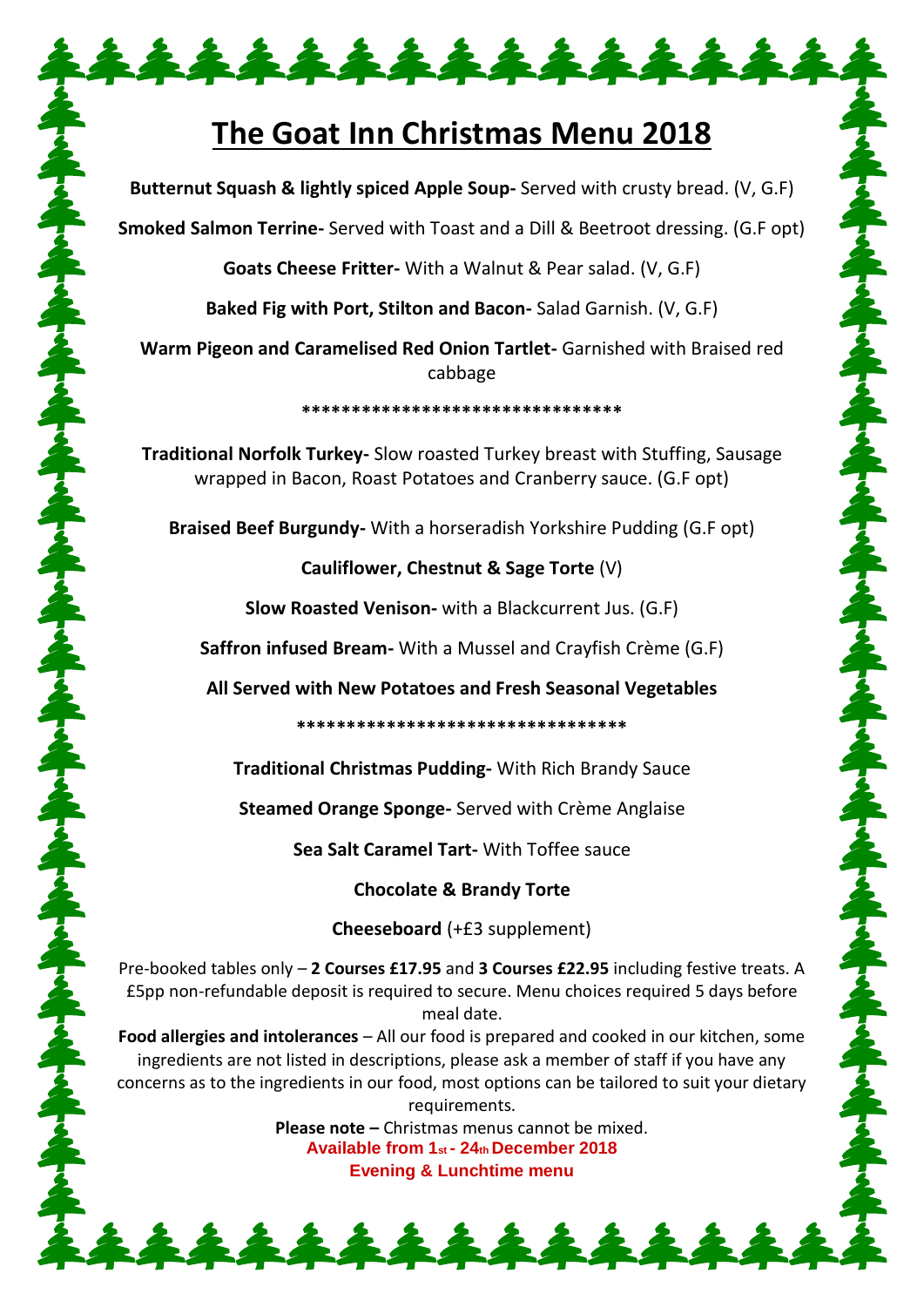# The Goat Inn Christmas Menu 2018

**Butternut Squash & lightly spiced Apple Soup-** Served with crusty bread. (V, G.F)

**Smoked Salmon Terrine-** Served with Toast and a Dill & Beetroot dressing. (G.F opt)

**Goats Cheese Fritter-** With a Walnut & Pear salad. (V, G.F)

**Baked Fig with Port, Stilton and Bacon-** Salad Garnish. (V, G.F)

**Warm Pigeon and Caramelised Red Onion Tartlet-** Garnished with Braised red cabbage

**********************************

**Traditional Norfolk Turkey-** Slow roasted Turkey breast with Stuffing, Sausage wrapped in Bacon, Roast Potatoes and Cranberry sauce. (G.F opt)

**Braised Beef Burgundy-** With a horseradish Yorkshire Pudding (G.F opt)

**Cauliflower, Chestnut & Sage Torte** (V)

**Slow Roasted Venison-** with a Blackcurrent Jus. (G.F)

**Saffron infused Bream-** With a Mussel and Crayfish Crème (G.F)

**All Served with New Potatoes and Fresh Seasonal Vegetables**

**********************************

**Traditional Christmas Pudding-** With Rich Brandy Sauce

**Steamed Orange Sponge-** Served with Crème Anglaise

**Sea Salt Caramel Tart-** With Toffee sauce

**Chocolate & Brandy Torte**

**Cheeseboard** (+£3 supplement)

Pre-booked tables only – **2 Courses £17.95** and **3 Courses £22.95** including festive treats. A £5pp non-refundable deposit is required to secure. Menu choices required 5 days before meal date.

**Food allergies and intolerances** – All our food is prepared and cooked in our kitchen, some ingredients are not listed in descriptions, please ask a member of staff if you have any concerns as to the ingredients in our food, most options can be tailored to suit your dietary requirements.

**Please note –** Christmas menus cannot be mixed.

**Available from 1st - 24th December 2018**

**Evening & Lunchtime menu**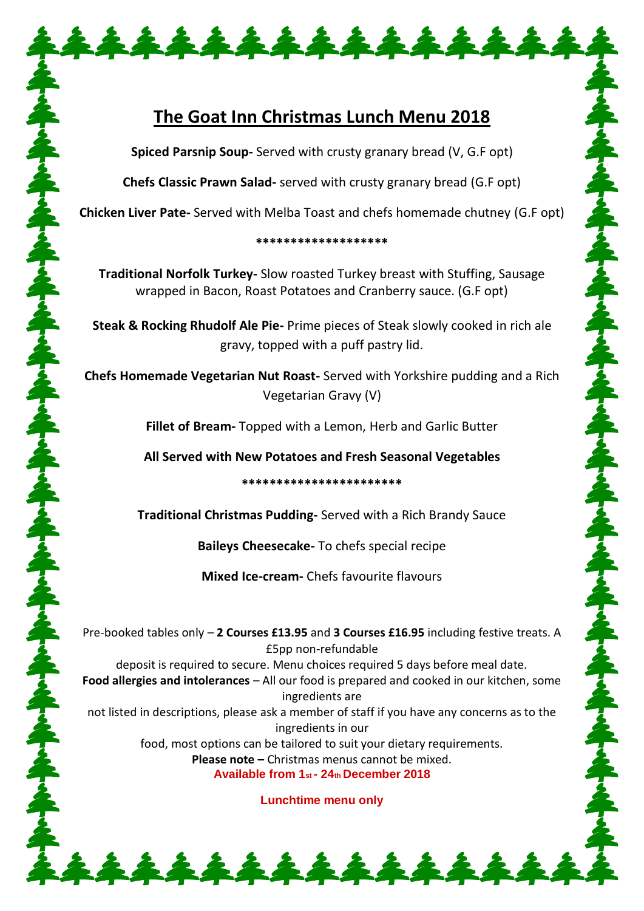# The Goat Inn Christmas Lunch Menu 2018

**Spiced Parsnip Soup-** Served with crusty granary bread (V, G.F opt)

**Chefs Classic Prawn Salad-** served with crusty granary bread (G.F opt)

**Chicken Liver Pate-** Served with Melba Toast and chefs homemade chutney (G.F opt)

*******************

**Traditional Norfolk Turkey-** Slow roasted Turkey breast with Stuffing, Sausage wrapped in Bacon, Roast Potatoes and Cranberry sauce. (G.F opt)

**Steak & Rocking Rhudolf Ale Pie-** Prime pieces of Steak slowly cooked in rich ale gravy, topped with a puff pastry lid.

**Chefs Homemade Vegetarian Nut Roast-** Served with Yorkshire pudding and a Rich Vegetarian Gravy (V)

**Fillet of Bream-** Topped with a Lemon, Herb and Garlic Butter

**All Served with New Potatoes and Fresh Seasonal Vegetables**

***********************

**Traditional Christmas Pudding-** Served with a Rich Brandy Sauce

**Baileys Cheesecake-** To chefs special recipe

**Mixed Ice-cream-** Chefs favourite flavours

Pre-booked tables only – **2 Courses £13.95** and **3 Courses £16.95** including festive treats. A £5pp non-refundable deposit is required to secure. Menu choices required 5 days before meal date.
**Food allergies and intolerances** – All our food is prepared and cooked in our kitchen, some ingredients are not listed in descriptions, please ask a member of staff if you have any concerns as to the ingredients in our food, most options can be tailored to suit your dietary requirements.
**Please note –** Christmas menus cannot be mixed.
**Available from 1st - 24th December 2018**

**Lunchtime menu only**